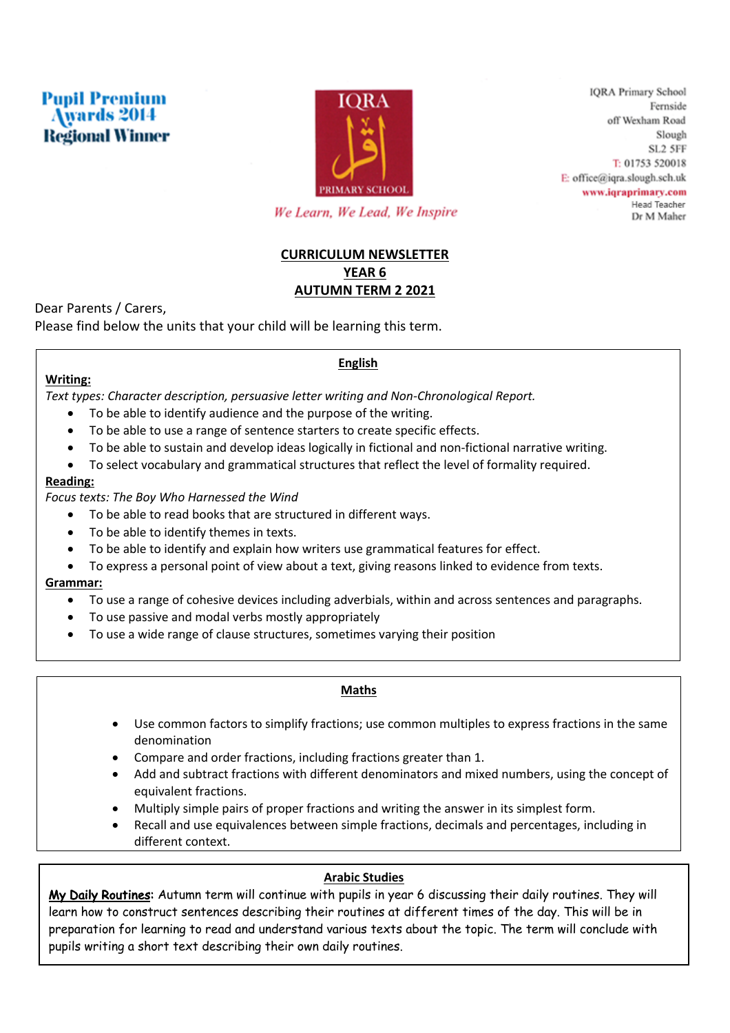**Pupil Premium Awards 2014 Regional Winner**

IQRA

اقرا

PRIMARY SCHOOL

*We Learn, We Lead, We Inspire*

IQRA Primary School
Fernside
off Wexham Road
Slough
SL2 5FF
T: 01753 520018
E: office@iqra.slough.sch.uk
www.iqraprimary.com
Head Teacher
Dr M Maher

# CURRICULUM NEWSLETTER
# YEAR 6
# AUTUMN TERM 2 2021

Dear Parents / Carers,
Please find below the units that your child will be learning this term.

## English

**Writing:**

*Text types: Character description, persuasive letter writing and Non-Chronological Report.*

- To be able to identify audience and the purpose of the writing.
- To be able to use a range of sentence starters to create specific effects.
- To be able to sustain and develop ideas logically in fictional and non-fictional narrative writing.
- To select vocabulary and grammatical structures that reflect the level of formality required.

**Reading:**

*Focus texts: The Boy Who Harnessed the Wind*

- To be able to read books that are structured in different ways.
- To be able to identify themes in texts.
- To be able to identify and explain how writers use grammatical features for effect.
- To express a personal point of view about a text, giving reasons linked to evidence from texts.

**Grammar:**

- To use a range of cohesive devices including adverbials, within and across sentences and paragraphs.
- To use passive and modal verbs mostly appropriately
- To use a wide range of clause structures, sometimes varying their position

## Maths

- Use common factors to simplify fractions; use common multiples to express fractions in the same denomination
- Compare and order fractions, including fractions greater than 1.
- Add and subtract fractions with different denominators and mixed numbers, using the concept of equivalent fractions.
- Multiply simple pairs of proper fractions and writing the answer in its simplest form.
- Recall and use equivalences between simple fractions, decimals and percentages, including in different context.

## Arabic Studies

**My Daily Routines**: Autumn term will continue with pupils in year 6 discussing their daily routines. They will learn how to construct sentences describing their routines at different times of the day. This will be in preparation for learning to read and understand various texts about the topic. The term will conclude with pupils writing a short text describing their own daily routines.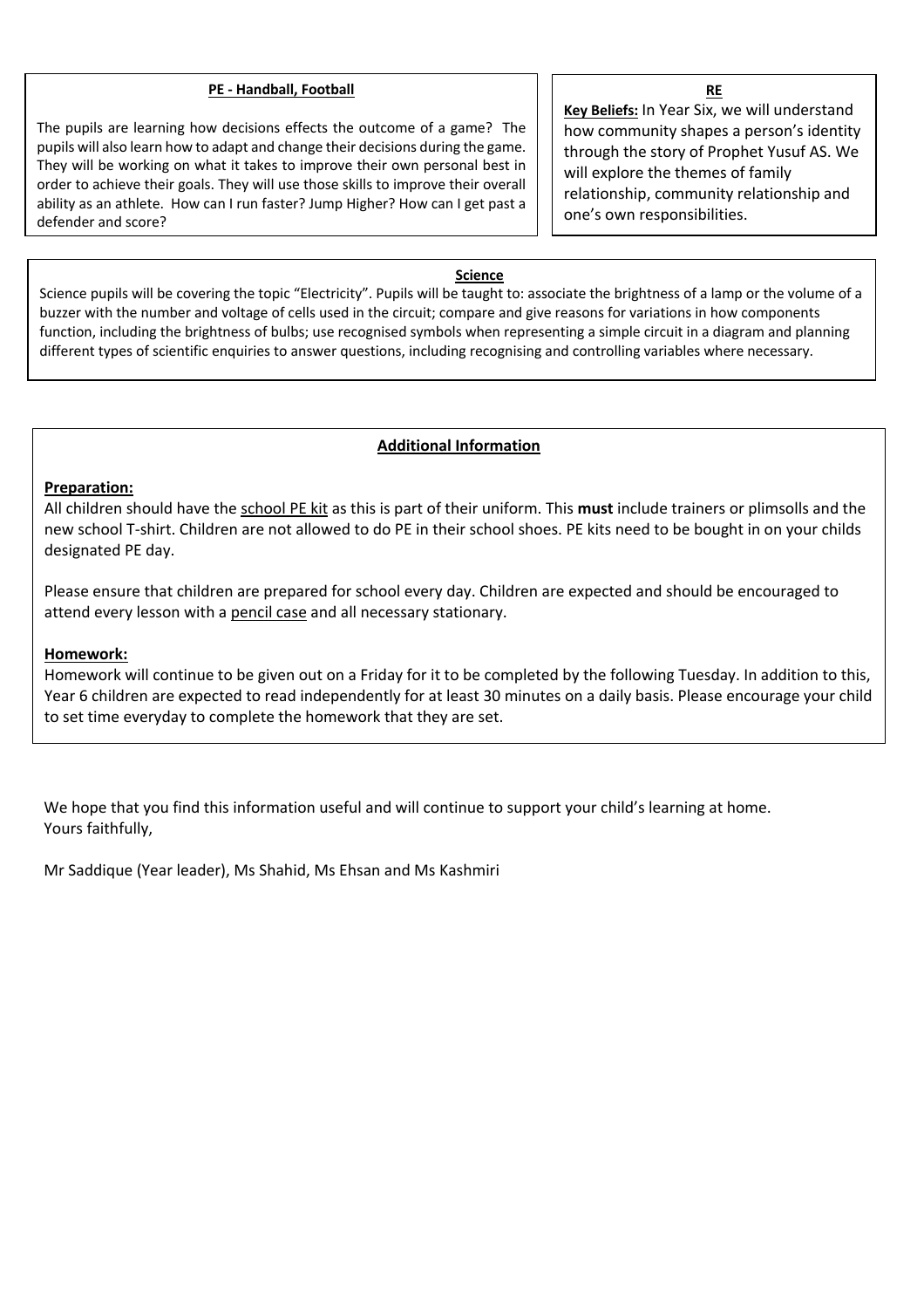### PE - Handball, Football

The pupils are learning how decisions effects the outcome of a game? The pupils will also learn how to adapt and change their decisions during the game. They will be working on what it takes to improve their own personal best in order to achieve their goals. They will use those skills to improve their overall ability as an athlete. How can I run faster? Jump Higher? How can I get past a defender and score?

### RE

**Key Beliefs:** In Year Six, we will understand how community shapes a person's identity through the story of Prophet Yusuf AS. We will explore the themes of family relationship, community relationship and one's own responsibilities.

### Science

Science pupils will be covering the topic "Electricity". Pupils will be taught to: associate the brightness of a lamp or the volume of a buzzer with the number and voltage of cells used in the circuit; compare and give reasons for variations in how components function, including the brightness of bulbs; use recognised symbols when representing a simple circuit in a diagram and planning different types of scientific enquiries to answer questions, including recognising and controlling variables where necessary.

## Additional Information

**Preparation:**

All children should have the school PE kit as this is part of their uniform. This **must** include trainers or plimsolls and the new school T-shirt. Children are not allowed to do PE in their school shoes. PE kits need to be bought in on your childs designated PE day.

Please ensure that children are prepared for school every day. Children are expected and should be encouraged to attend every lesson with a pencil case and all necessary stationary.

**Homework:**

Homework will continue to be given out on a Friday for it to be completed by the following Tuesday. In addition to this, Year 6 children are expected to read independently for at least 30 minutes on a daily basis. Please encourage your child to set time everyday to complete the homework that they are set.

We hope that you find this information useful and will continue to support your child's learning at home.
Yours faithfully,

Mr Saddique (Year leader), Ms Shahid, Ms Ehsan and Ms Kashmiri